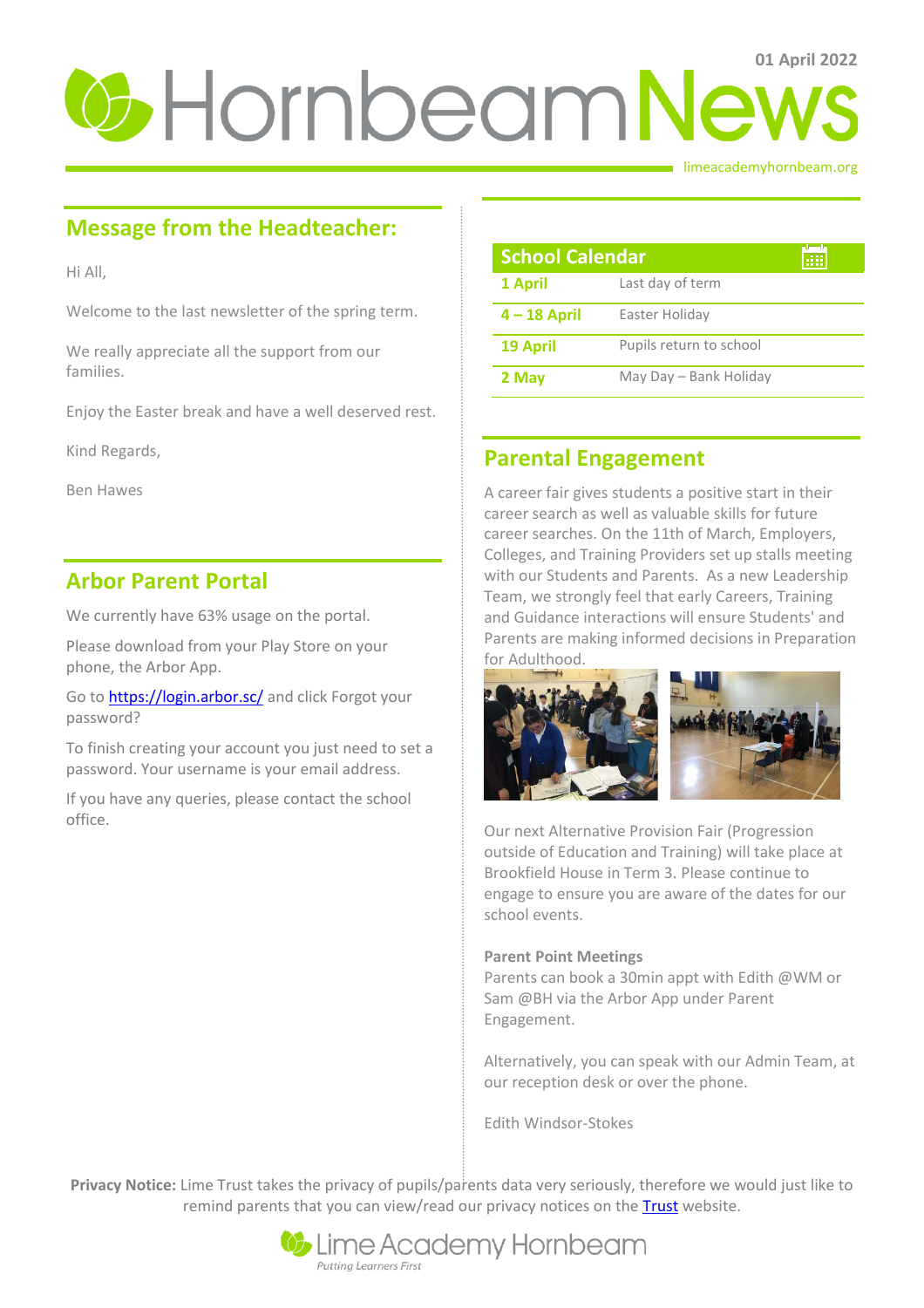01 April 2022

# Hornbeam News

limeacademyhornbeam.org

## Message from the Headteacher:

Hi All,

Welcome to the last newsletter of the spring term.

We really appreciate all the support from our families.

Enjoy the Easter break and have a well deserved rest.

Kind Regards,

Ben Hawes

## Arbor Parent Portal

We currently have 63% usage on the portal.

Please download from your Play Store on your phone, the Arbor App.

Go to [https://login.arbor.sc/](https://login.arbor.sc/) and click Forgot your password?

To finish creating your account you just need to set a password. Your username is your email address.

If you have any queries, please contact the school office.

## School Calendar

| Date | Event |
|---|---|
| **1 April** | Last day of term |
| **4 – 18 April** | Easter Holiday |
| **19 April** | Pupils return to school |
| **2 May** | May Day – Bank Holiday |

## Parental Engagement

A career fair gives students a positive start in their career search as well as valuable skills for future career searches. On the 11th of March, Employers, Colleges, and Training Providers set up stalls meeting with our Students and Parents. As a new Leadership Team, we strongly feel that early Careers, Training and Guidance interactions will ensure Students' and Parents are making informed decisions in Preparation for Adulthood.

Our next Alternative Provision Fair (Progression outside of Education and Training) will take place at Brookfield House in Term 3. Please continue to engage to ensure you are aware of the dates for our school events.

**Parent Point Meetings**
Parents can book a 30min appt with Edith @WM or Sam @BH via the Arbor App under Parent Engagement.

Alternatively, you can speak with our Admin Team, at our reception desk or over the phone.

Edith Windsor-Stokes

**Privacy Notice:** Lime Trust takes the privacy of pupils/parents data very seriously, therefore we would just like to remind parents that you can view/read our privacy notices on the Trust website.

Lime Academy Hornbeam
*Putting Learners First*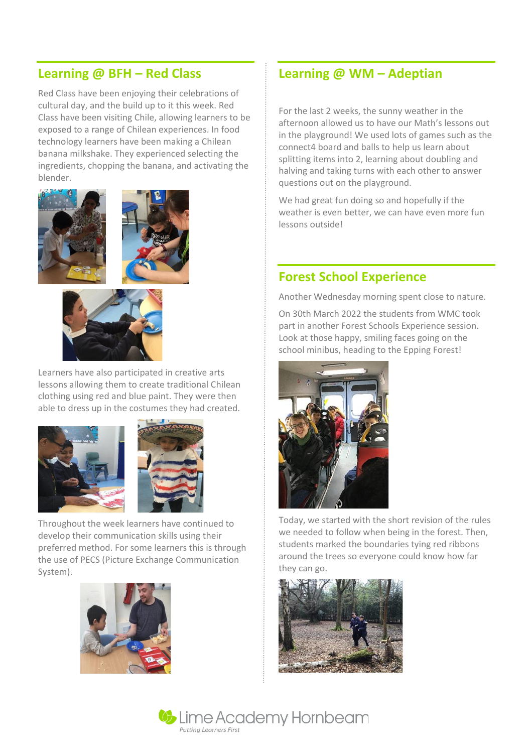## Learning @ BFH – Red Class

Red Class have been enjoying their celebrations of cultural day, and the build up to it this week. Red Class have been visiting Chile, allowing learners to be exposed to a range of Chilean experiences. In food technology learners have been making a Chilean banana milkshake. They experienced selecting the ingredients, chopping the banana, and activating the blender.

Learners have also participated in creative arts lessons allowing them to create traditional Chilean clothing using red and blue paint. They were then able to dress up in the costumes they had created.

Throughout the week learners have continued to develop their communication skills using their preferred method. For some learners this is through the use of PECS (Picture Exchange Communication System).

## Learning @ WM – Adeptian

For the last 2 weeks, the sunny weather in the afternoon allowed us to have our Math's lessons out in the playground! We used lots of games such as the connect4 board and balls to help us learn about splitting items into 2, learning about doubling and halving and taking turns with each other to answer questions out on the playground.

We had great fun doing so and hopefully if the weather is even better, we can have even more fun lessons outside!

## Forest School Experience

Another Wednesday morning spent close to nature.

On 30th March 2022 the students from WMC took part in another Forest Schools Experience session. Look at those happy, smiling faces going on the school minibus, heading to the Epping Forest!

Today, we started with the short revision of the rules we needed to follow when being in the forest. Then, students marked the boundaries tying red ribbons around the trees so everyone could know how far they can go.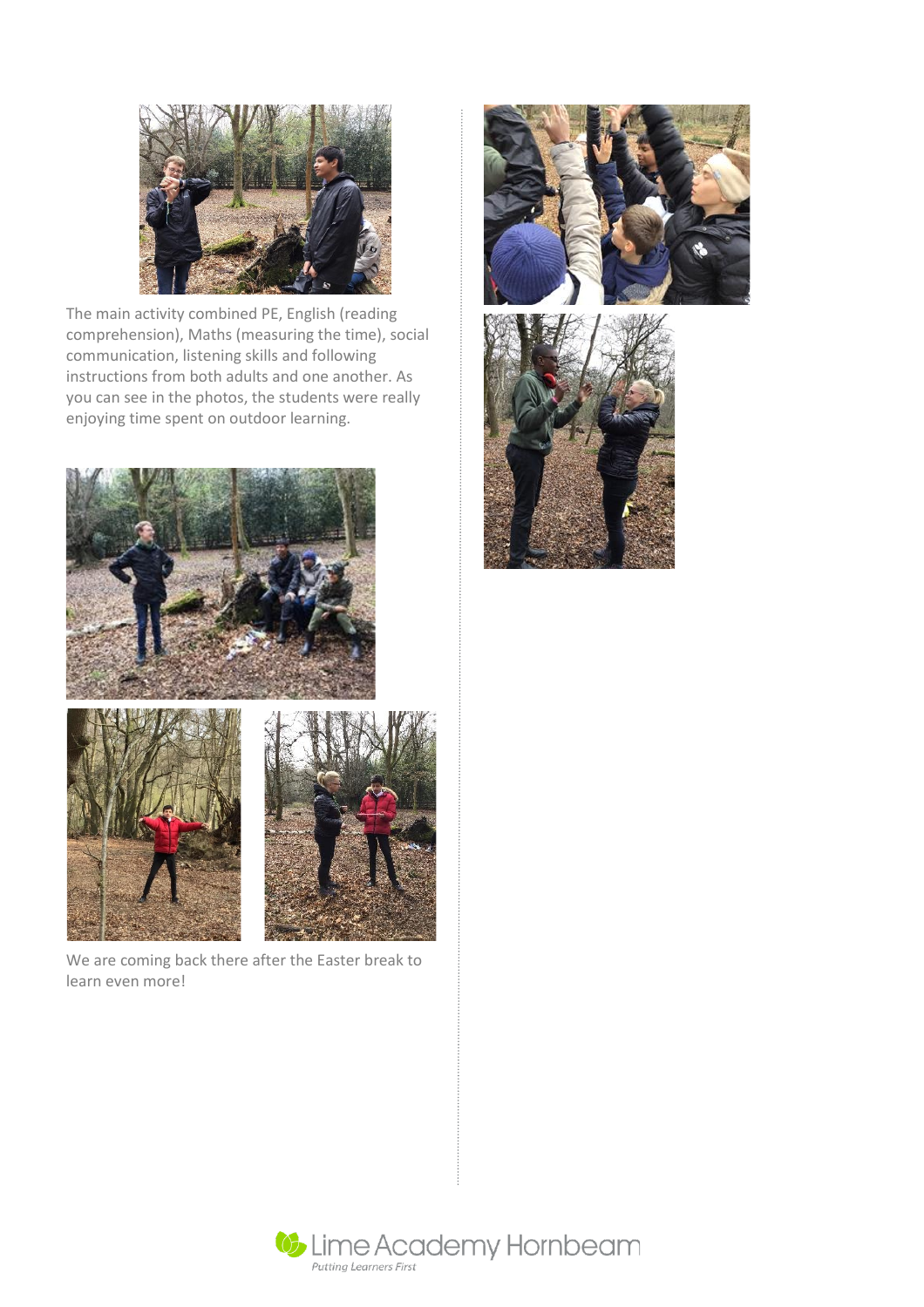The main activity combined PE, English (reading comprehension), Maths (measuring the time), social communication, listening skills and following instructions from both adults and one another. As you can see in the photos, the students were really enjoying time spent on outdoor learning.

We are coming back there after the Easter break to learn even more!